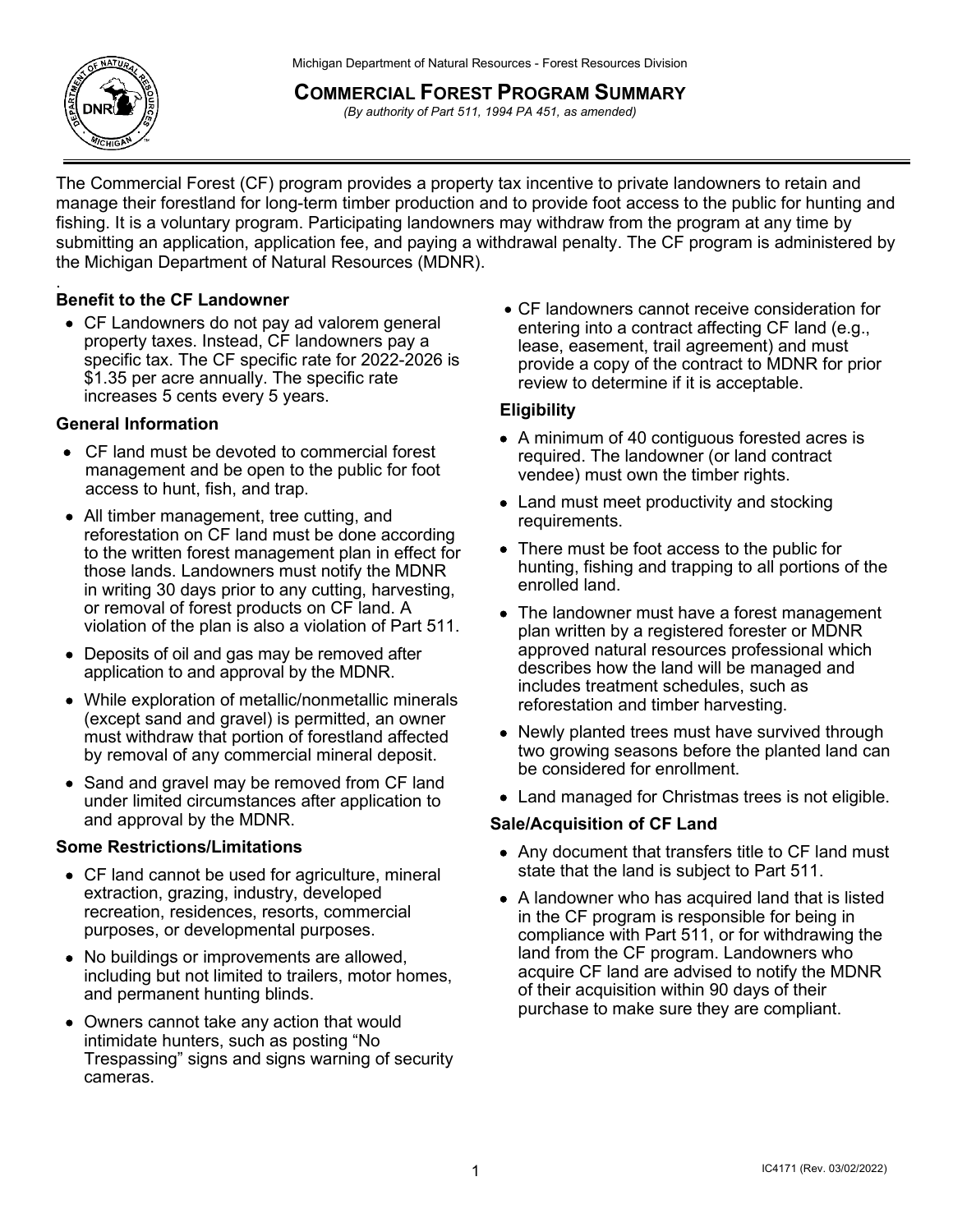Michigan Department of Natural Resources - Forest Resources Division

# Commercial Forest Program Summary

*(By authority of Part 511, 1994 PA 451, as amended)*

The Commercial Forest (CF) program provides a property tax incentive to private landowners to retain and manage their forestland for long-term timber production and to provide foot access to the public for hunting and fishing. It is a voluntary program. Participating landowners may withdraw from the program at any time by submitting an application, application fee, and paying a withdrawal penalty. The CF program is administered by the Michigan Department of Natural Resources (MDNR).

### Benefit to the CF Landowner

- CF Landowners do not pay ad valorem general property taxes. Instead, CF landowners pay a specific tax. The CF specific rate for 2022-2026 is $1.35 per acre annually. The specific rate increases 5 cents every 5 years.

### General Information

- CF land must be devoted to commercial forest management and be open to the public for foot access to hunt, fish, and trap.
- All timber management, tree cutting, and reforestation on CF land must be done according to the written forest management plan in effect for those lands. Landowners must notify the MDNR in writing 30 days prior to any cutting, harvesting, or removal of forest products on CF land. A violation of the plan is also a violation of Part 511.
- Deposits of oil and gas may be removed after application to and approval by the MDNR.
- While exploration of metallic/nonmetallic minerals (except sand and gravel) is permitted, an owner must withdraw that portion of forestland affected by removal of any commercial mineral deposit.
- Sand and gravel may be removed from CF land under limited circumstances after application to and approval by the MDNR.

### Some Restrictions/Limitations

- CF land cannot be used for agriculture, mineral extraction, grazing, industry, developed recreation, residences, resorts, commercial purposes, or developmental purposes.
- No buildings or improvements are allowed, including but not limited to trailers, motor homes, and permanent hunting blinds.
- Owners cannot take any action that would intimidate hunters, such as posting "No Trespassing" signs and signs warning of security cameras.
- CF landowners cannot receive consideration for entering into a contract affecting CF land (e.g., lease, easement, trail agreement) and must provide a copy of the contract to MDNR for prior review to determine if it is acceptable.

### Eligibility

- A minimum of 40 contiguous forested acres is required. The landowner (or land contract vendee) must own the timber rights.
- Land must meet productivity and stocking requirements.
- There must be foot access to the public for hunting, fishing and trapping to all portions of the enrolled land.
- The landowner must have a forest management plan written by a registered forester or MDNR approved natural resources professional which describes how the land will be managed and includes treatment schedules, such as reforestation and timber harvesting.
- Newly planted trees must have survived through two growing seasons before the planted land can be considered for enrollment.
- Land managed for Christmas trees is not eligible.

### Sale/Acquisition of CF Land

- Any document that transfers title to CF land must state that the land is subject to Part 511.
- A landowner who has acquired land that is listed in the CF program is responsible for being in compliance with Part 511, or for withdrawing the land from the CF program. Landowners who acquire CF land are advised to notify the MDNR of their acquisition within 90 days of their purchase to make sure they are compliant.

IC4171 (Rev. 03/02/2022)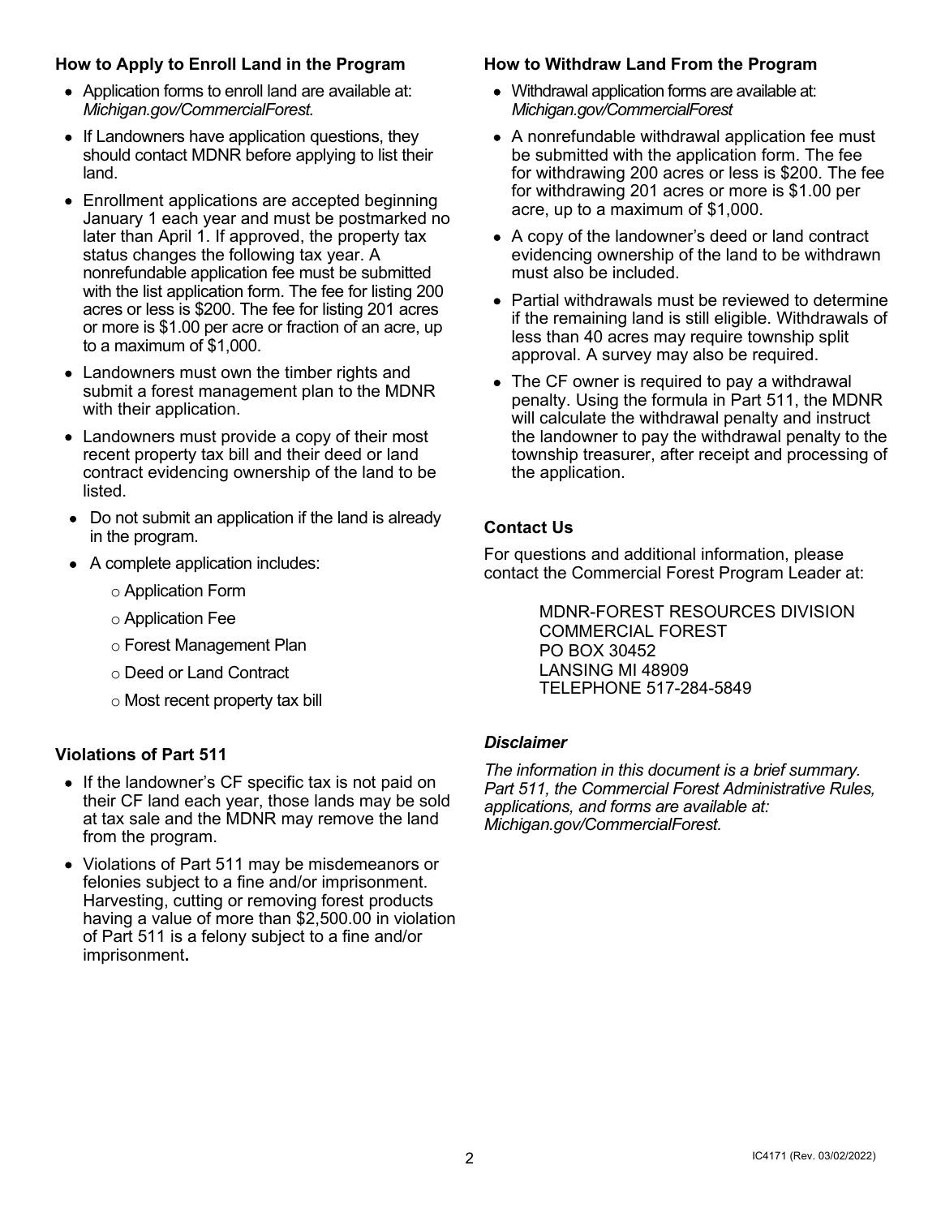### How to Apply to Enroll Land in the Program

- Application forms to enroll land are available at: *Michigan.gov/CommercialForest.*
- If Landowners have application questions, they should contact MDNR before applying to list their land.
- Enrollment applications are accepted beginning January 1 each year and must be postmarked no later than April 1. If approved, the property tax status changes the following tax year. A nonrefundable application fee must be submitted with the list application form. The fee for listing 200 acres or less is $200. The fee for listing 201 acres or more is $1.00 per acre or fraction of an acre, up to a maximum of $1,000.
- Landowners must own the timber rights and submit a forest management plan to the MDNR with their application.
- Landowners must provide a copy of their most recent property tax bill and their deed or land contract evidencing ownership of the land to be listed.
- Do not submit an application if the land is already in the program.
- A complete application includes:
    - Application Form
    - Application Fee
    - Forest Management Plan
    - Deed or Land Contract
    - Most recent property tax bill

### Violations of Part 511

- If the landowner's CF specific tax is not paid on their CF land each year, those lands may be sold at tax sale and the MDNR may remove the land from the program.
- Violations of Part 511 may be misdemeanors or felonies subject to a fine and/or imprisonment. Harvesting, cutting or removing forest products having a value of more than $2,500.00 in violation of Part 511 is a felony subject to a fine and/or imprisonment**.**

### How to Withdraw Land From the Program

- Withdrawal application forms are available at: *Michigan.gov/CommercialForest*
- A nonrefundable withdrawal application fee must be submitted with the application form. The fee for withdrawing 200 acres or less is $200. The fee for withdrawing 201 acres or more is $1.00 per acre, up to a maximum of $1,000.
- A copy of the landowner's deed or land contract evidencing ownership of the land to be withdrawn must also be included.
- Partial withdrawals must be reviewed to determine if the remaining land is still eligible. Withdrawals of less than 40 acres may require township split approval. A survey may also be required.
- The CF owner is required to pay a withdrawal penalty. Using the formula in Part 511, the MDNR will calculate the withdrawal penalty and instruct the landowner to pay the withdrawal penalty to the township treasurer, after receipt and processing of the application.

### Contact Us

For questions and additional information, please contact the Commercial Forest Program Leader at:

MDNR-FOREST RESOURCES DIVISION
COMMERCIAL FOREST
PO BOX 30452
LANSING MI 48909
TELEPHONE 517-284-5849

### *Disclaimer*

*The information in this document is a brief summary. Part 511, the Commercial Forest Administrative Rules, applications, and forms are available at: Michigan.gov/CommercialForest.*

IC4171 (Rev. 03/02/2022)